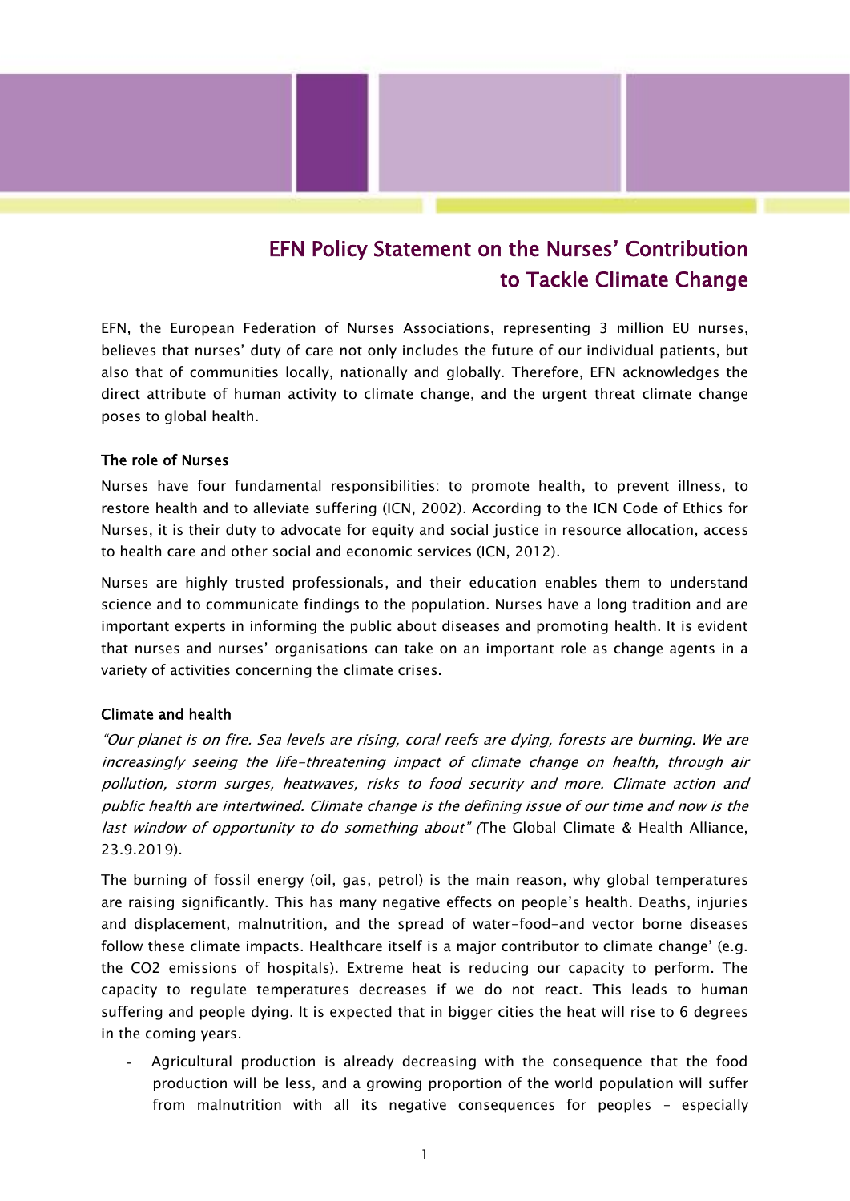# EFN Policy Statement on the Nurses' Contribution to Tackle Climate Change

EFN, the European Federation of Nurses Associations, representing 3 million EU nurses, believes that nurses' duty of care not only includes the future of our individual patients, but also that of communities locally, nationally and globally. Therefore, EFN acknowledges the direct attribute of human activity to climate change, and the urgent threat climate change poses to global health.

## The role of Nurses

Nurses have four fundamental responsibilities: to promote health, to prevent illness, to restore health and to alleviate suffering (ICN, 2002). According to the ICN Code of Ethics for Nurses, it is their duty to advocate for equity and social justice in resource allocation, access to health care and other social and economic services (ICN, 2012).

Nurses are highly trusted professionals, and their education enables them to understand science and to communicate findings to the population. Nurses have a long tradition and are important experts in informing the public about diseases and promoting health. It is evident that nurses and nurses' organisations can take on an important role as change agents in a variety of activities concerning the climate crises.

## Climate and health

*"Our planet is on fire. Sea levels are rising, coral reefs are dying, forests are burning. We are increasingly seeing the life-threatening impact of climate change on health, through air pollution, storm surges, heatwaves, risks to food security and more. Climate action and public health are intertwined. Climate change is the defining issue of our time and now is the last window of opportunity to do something about" (*The Global Climate & Health Alliance, 23.9.2019).

The burning of fossil energy (oil, gas, petrol) is the main reason, why global temperatures are raising significantly. This has many negative effects on people's health. Deaths, injuries and displacement, malnutrition, and the spread of water-food-and vector borne diseases follow these climate impacts. Healthcare itself is a major contributor to climate change' (e.g. the CO2 emissions of hospitals). Extreme heat is reducing our capacity to perform. The capacity to regulate temperatures decreases if we do not react. This leads to human suffering and people dying. It is expected that in bigger cities the heat will rise to 6 degrees in the coming years.

- Agricultural production is already decreasing with the consequence that the food production will be less, and a growing proportion of the world population will suffer from malnutrition with all its negative consequences for peoples – especially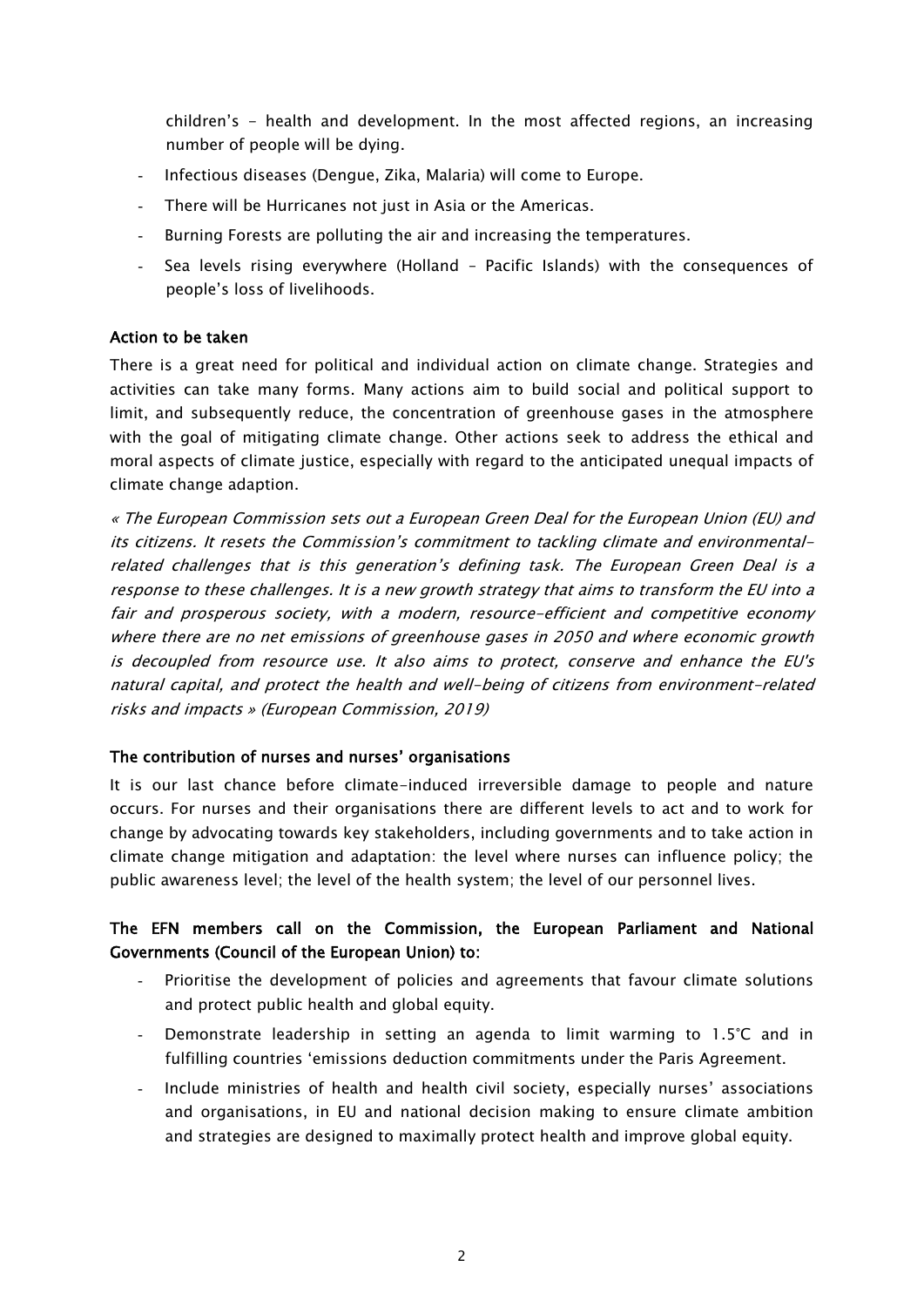children's - health and development. In the most affected regions, an increasing number of people will be dying.

- Infectious diseases (Dengue, Zika, Malaria) will come to Europe.
- There will be Hurricanes not just in Asia or the Americas.
- Burning Forests are polluting the air and increasing the temperatures.
- Sea levels rising everywhere (Holland – Pacific Islands) with the consequences of people's loss of livelihoods.

**Action to be taken**

There is a great need for political and individual action on climate change. Strategies and activities can take many forms. Many actions aim to build social and political support to limit, and subsequently reduce, the concentration of greenhouse gases in the atmosphere with the goal of mitigating climate change. Other actions seek to address the ethical and moral aspects of climate justice, especially with regard to the anticipated unequal impacts of climate change adaption.

*« The European Commission sets out a European Green Deal for the European Union (EU) and its citizens. It resets the Commission's commitment to tackling climate and environmental-related challenges that is this generation's defining task. The European Green Deal is a response to these challenges. It is a new growth strategy that aims to transform the EU into a fair and prosperous society, with a modern, resource-efficient and competitive economy where there are no net emissions of greenhouse gases in 2050 and where economic growth is decoupled from resource use. It also aims to protect, conserve and enhance the EU's natural capital, and protect the health and well-being of citizens from environment-related risks and impacts » (European Commission, 2019)*

**The contribution of nurses and nurses' organisations**

It is our last chance before climate-induced irreversible damage to people and nature occurs. For nurses and their organisations there are different levels to act and to work for change by advocating towards key stakeholders, including governments and to take action in climate change mitigation and adaptation: the level where nurses can influence policy; the public awareness level; the level of the health system; the level of our personnel lives.

**The EFN members call on the Commission, the European Parliament and National Governments (Council of the European Union) to:**

- Prioritise the development of policies and agreements that favour climate solutions and protect public health and global equity.
- Demonstrate leadership in setting an agenda to limit warming to 1.5°C and in fulfilling countries 'emissions deduction commitments under the Paris Agreement.
- Include ministries of health and health civil society, especially nurses' associations and organisations, in EU and national decision making to ensure climate ambition and strategies are designed to maximally protect health and improve global equity.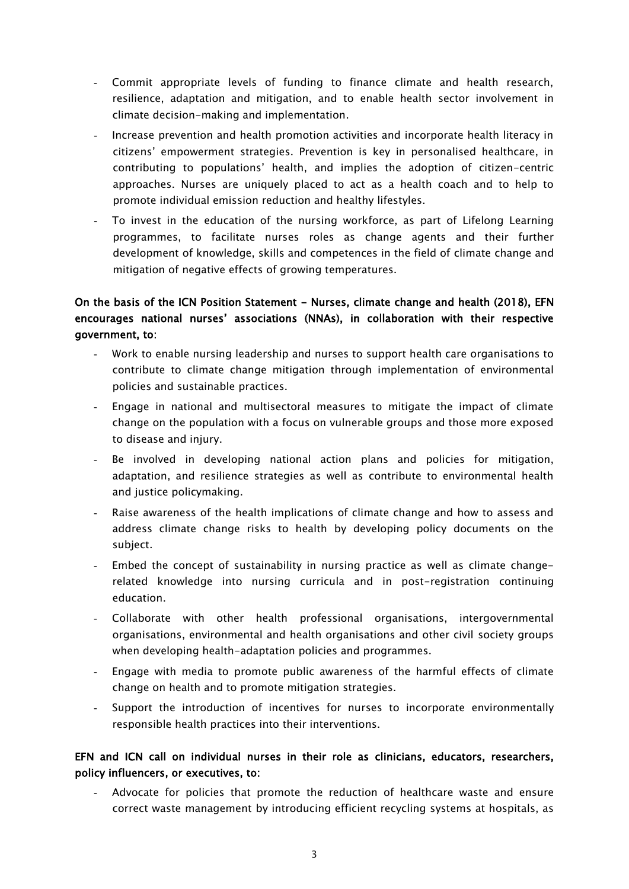- Commit appropriate levels of funding to finance climate and health research, resilience, adaptation and mitigation, and to enable health sector involvement in climate decision-making and implementation.
- Increase prevention and health promotion activities and incorporate health literacy in citizens' empowerment strategies. Prevention is key in personalised healthcare, in contributing to populations' health, and implies the adoption of citizen-centric approaches. Nurses are uniquely placed to act as a health coach and to help to promote individual emission reduction and healthy lifestyles.
- To invest in the education of the nursing workforce, as part of Lifelong Learning programmes, to facilitate nurses roles as change agents and their further development of knowledge, skills and competences in the field of climate change and mitigation of negative effects of growing temperatures.

**On the basis of the ICN Position Statement - Nurses, climate change and health (2018), EFN encourages national nurses' associations (NNAs), in collaboration with their respective government, to**:

- Work to enable nursing leadership and nurses to support health care organisations to contribute to climate change mitigation through implementation of environmental policies and sustainable practices.
- Engage in national and multisectoral measures to mitigate the impact of climate change on the population with a focus on vulnerable groups and those more exposed to disease and injury.
- Be involved in developing national action plans and policies for mitigation, adaptation, and resilience strategies as well as contribute to environmental health and justice policymaking.
- Raise awareness of the health implications of climate change and how to assess and address climate change risks to health by developing policy documents on the subject.
- Embed the concept of sustainability in nursing practice as well as climate change-related knowledge into nursing curricula and in post-registration continuing education.
- Collaborate with other health professional organisations, intergovernmental organisations, environmental and health organisations and other civil society groups when developing health-adaptation policies and programmes.
- Engage with media to promote public awareness of the harmful effects of climate change on health and to promote mitigation strategies.
- Support the introduction of incentives for nurses to incorporate environmentally responsible health practices into their interventions.

**EFN and ICN call on individual nurses in their role as clinicians, educators, researchers, policy influencers, or executives, to:**

- Advocate for policies that promote the reduction of healthcare waste and ensure correct waste management by introducing efficient recycling systems at hospitals, as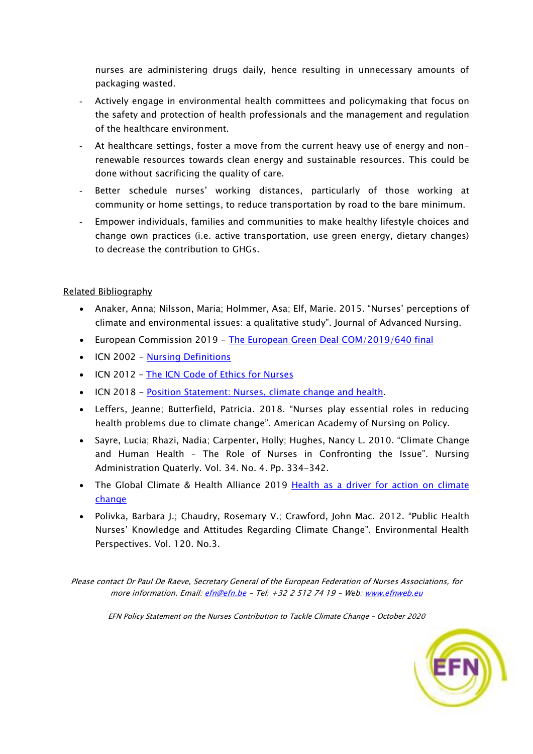nurses are administering drugs daily, hence resulting in unnecessary amounts of packaging wasted.

- Actively engage in environmental health committees and policymaking that focus on the safety and protection of health professionals and the management and regulation of the healthcare environment.
- At healthcare settings, foster a move from the current heavy use of energy and non-renewable resources towards clean energy and sustainable resources. This could be done without sacrificing the quality of care.
- Better schedule nurses' working distances, particularly of those working at community or home settings, to reduce transportation by road to the bare minimum.
- Empower individuals, families and communities to make healthy lifestyle choices and change own practices (i.e. active transportation, use green energy, dietary changes) to decrease the contribution to GHGs.

Related Bibliography

- Anaker, Anna; Nilsson, Maria; Holmmer, Asa; Elf, Marie. 2015. "Nurses' perceptions of climate and environmental issues: a qualitative study". Journal of Advanced Nursing.
- European Commission 2019 – The European Green Deal COM/2019/640 final
- ICN 2002 – Nursing Definitions
- ICN 2012 – The ICN Code of Ethics for Nurses
- ICN 2018 – Position Statement: Nurses, climate change and health.
- Leffers, Jeanne; Butterfield, Patricia. 2018. "Nurses play essential roles in reducing health problems due to climate change". American Academy of Nursing on Policy.
- Sayre, Lucia; Rhazi, Nadia; Carpenter, Holly; Hughes, Nancy L. 2010. "Climate Change and Human Health – The Role of Nurses in Confronting the Issue". Nursing Administration Quaterly. Vol. 34. No. 4. Pp. 334-342.
- The Global Climate & Health Alliance 2019 Health as a driver for action on climate change
- Polivka, Barbara J.; Chaudry, Rosemary V.; Crawford, John Mac. 2012. "Public Health Nurses' Knowledge and Attitudes Regarding Climate Change". Environmental Health Perspectives. Vol. 120. No.3.

*Please contact Dr Paul De Raeve, Secretary General of the European Federation of Nurses Associations, for more information. Email: efn@efn.be – Tel: +32 2 512 74 19 – Web: www.efnweb.eu*

*EFN Policy Statement on the Nurses Contribution to Tackle Climate Change – October 2020*